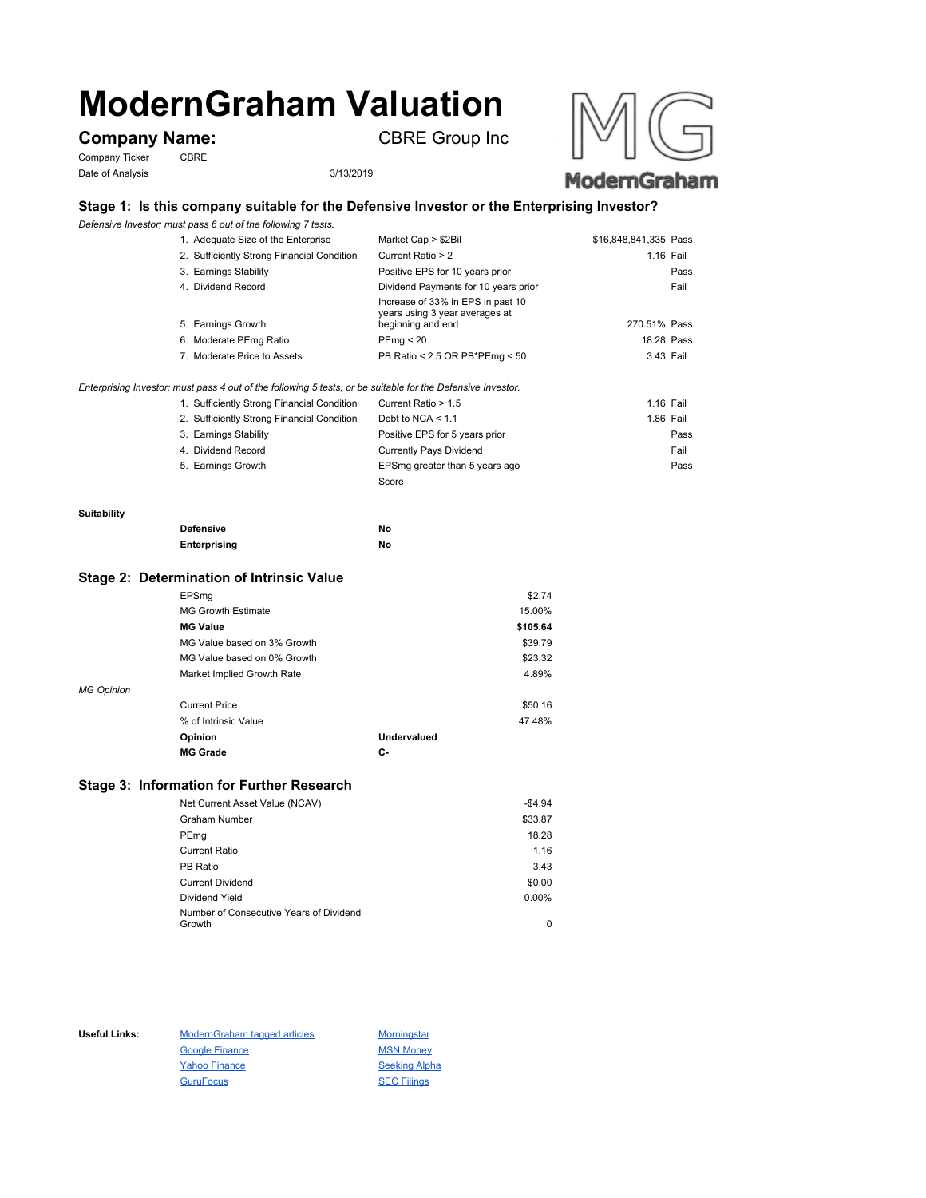# ModernGraham Valuation

**Company Name:** CBRE Group Inc

Company Ticker: CBRE

Date of Analysis: 3/13/2019

## Stage 1: Is this company suitable for the Defensive Investor or the Enterprising Investor?

*Defensive Investor; must pass 6 out of the following 7 tests.*

| Test | Criteria | Value | Result |
|---|---|---|---|
| 1. Adequate Size of the Enterprise | Market Cap > $2Bil | $16,848,841,335 | Pass |
| 2. Sufficiently Strong Financial Condition | Current Ratio > 2 | 1.16 | Fail |
| 3. Earnings Stability | Positive EPS for 10 years prior | | Pass |
| 4. Dividend Record | Dividend Payments for 10 years prior | | Fail |
| 5. Earnings Growth | Increase of 33% in EPS in past 10 years using 3 year averages at beginning and end | 270.51% | Pass |
| 6. Moderate PEmg Ratio | PEmg < 20 | 18.28 | Pass |
| 7. Moderate Price to Assets | PB Ratio < 2.5 OR PB*PEmg < 50 | 3.43 | Fail |

*Enterprising Investor; must pass 4 out of the following 5 tests, or be suitable for the Defensive Investor.*

| Test | Criteria | Value | Result |
|---|---|---|---|
| 1. Sufficiently Strong Financial Condition | Current Ratio > 1.5 | 1.16 | Fail |
| 2. Sufficiently Strong Financial Condition | Debt to NCA < 1.1 | 1.86 | Fail |
| 3. Earnings Stability | Positive EPS for 5 years prior | | Pass |
| 4. Dividend Record | Currently Pays Dividend | | Fail |
| 5. Earnings Growth | EPSmg greater than 5 years ago | | Pass |
| | Score | | |

**Suitability**

| | |
|---|---|
| **Defensive** | **No** |
| **Enterprising** | **No** |

## Stage 2: Determination of Intrinsic Value

| | |
|---|---|
| EPSmg | $2.74 |
| MG Growth Estimate | 15.00% |
| **MG Value** | **$105.64** |
| MG Value based on 3% Growth | $39.79 |
| MG Value based on 0% Growth | $23.32 |
| Market Implied Growth Rate | 4.89% |

*MG Opinion*

| | |
|---|---|
| Current Price | $50.16 |
| % of Intrinsic Value | 47.48% |
| **Opinion** | **Undervalued** |
| **MG Grade** | **C-** |

## Stage 3: Information for Further Research

| | |
|---|---|
| Net Current Asset Value (NCAV) | -$4.94 |
| Graham Number | $33.87 |
| PEmg | 18.28 |
| Current Ratio | 1.16 |
| PB Ratio | 3.43 |
| Current Dividend | $0.00 |
| Dividend Yield | 0.00% |
| Number of Consecutive Years of Dividend Growth | 0 |

**Useful Links:**

- ModernGraham tagged articles
- Google Finance
- Yahoo Finance
- GuruFocus
- Morningstar
- MSN Money
- Seeking Alpha
- SEC Filings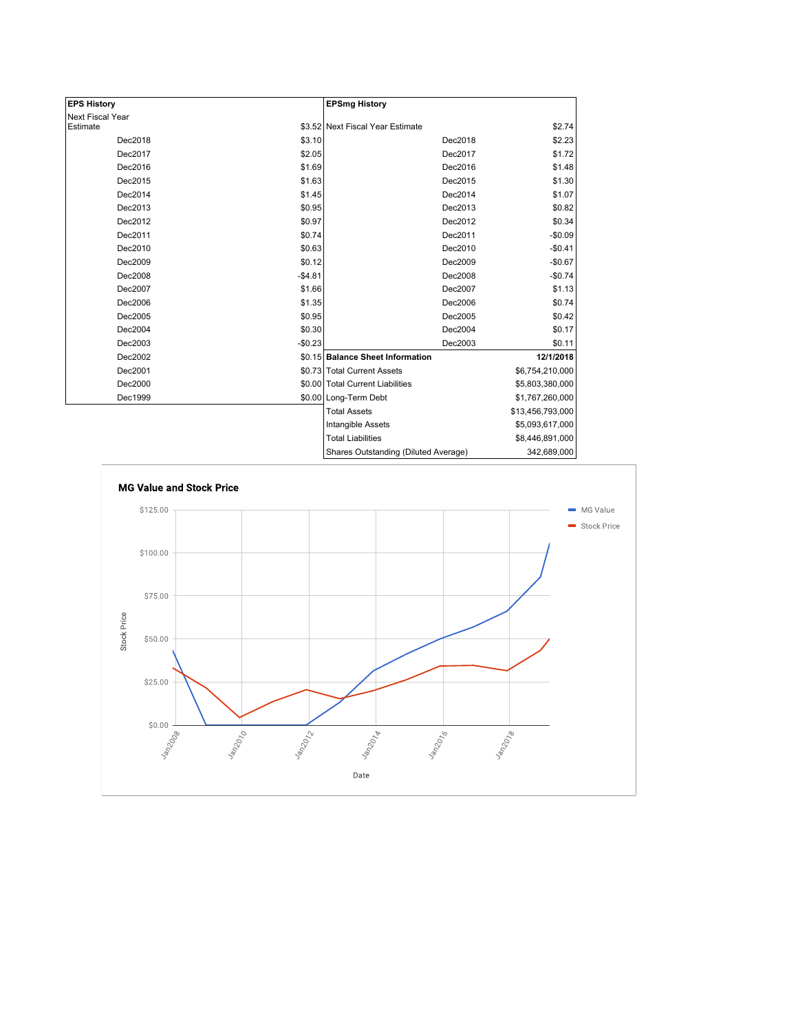| EPS History | |
|---|---|
| Next Fiscal Year Estimate | $3.52 |
| Dec2018 | $3.10 |
| Dec2017 | $2.05 |
| Dec2016 | $1.69 |
| Dec2015 | $1.63 |
| Dec2014 | $1.45 |
| Dec2013 | $0.95 |
| Dec2012 | $0.97 |
| Dec2011 | $0.74 |
| Dec2010 | $0.63 |
| Dec2009 | $0.12 |
| Dec2008 | -$4.81 |
| Dec2007 | $1.66 |
| Dec2006 | $1.35 |
| Dec2005 | $0.95 |
| Dec2004 | $0.30 |
| Dec2003 | -$0.23 |
| Dec2002 | $0.15 |
| Dec2001 | $0.73 |
| Dec2000 | $0.00 |
| Dec1999 | $0.00 |

| EPSmg History | |
|---|---|
| Next Fiscal Year Estimate | $2.74 |
| Dec2018 | $2.23 |
| Dec2017 | $1.72 |
| Dec2016 | $1.48 |
| Dec2015 | $1.30 |
| Dec2014 | $1.07 |
| Dec2013 | $0.82 |
| Dec2012 | $0.34 |
| Dec2011 | -$0.09 |
| Dec2010 | -$0.41 |
| Dec2009 | -$0.67 |
| Dec2008 | -$0.74 |
| Dec2007 | $1.13 |
| Dec2006 | $0.74 |
| Dec2005 | $0.42 |
| Dec2004 | $0.17 |
| Dec2003 | $0.11 |

| Balance Sheet Information | 12/1/2018 |
|---|---|
| Total Current Assets | $6,754,210,000 |
| Total Current Liabilities | $5,803,380,000 |
| Long-Term Debt | $1,767,260,000 |
| Total Assets | $13,456,793,000 |
| Intangible Assets | $5,093,617,000 |
| Total Liabilities | $8,446,891,000 |
| Shares Outstanding (Diluted Average) | 342,689,000 |

**MG Value and Stock Price**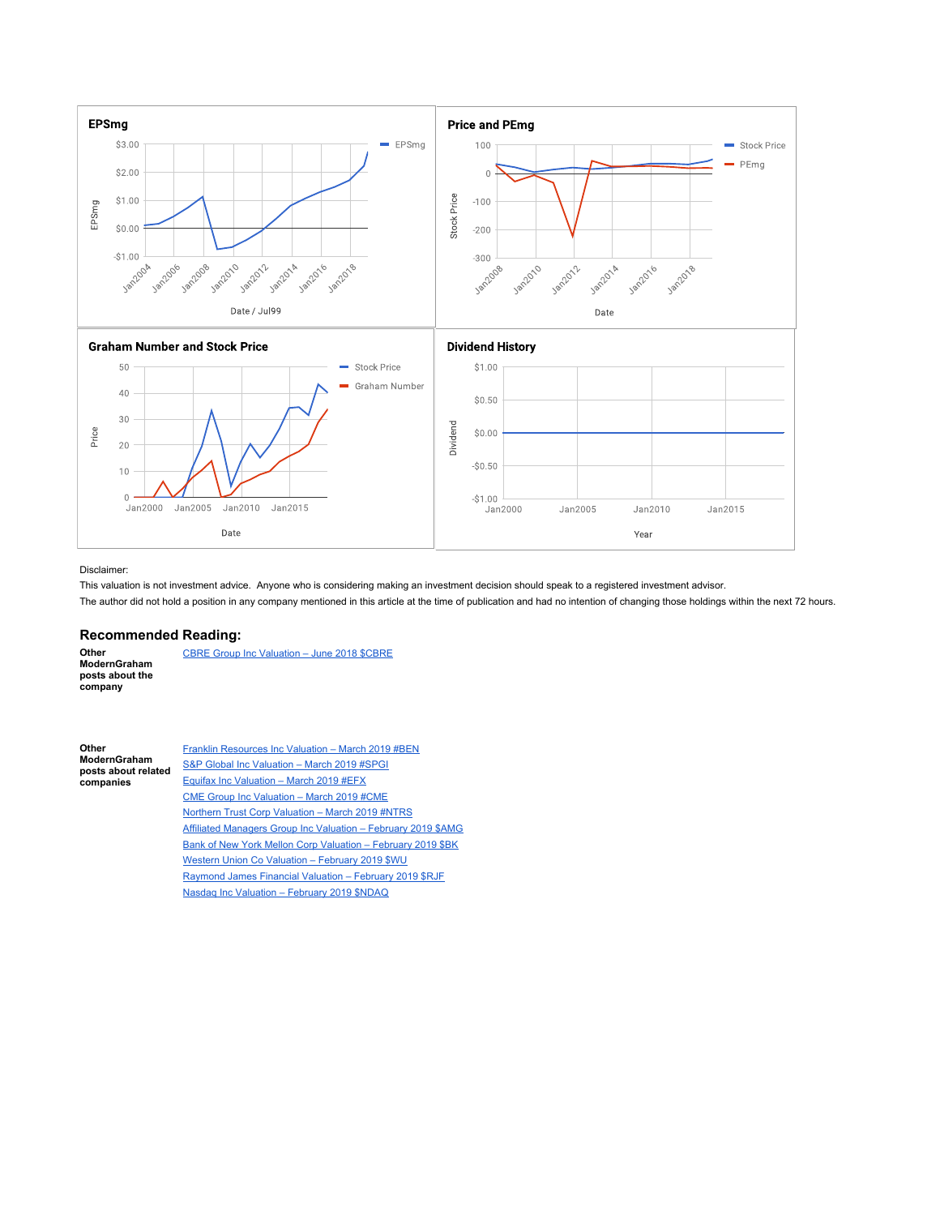EPSmg

$3.00
$2.00
$1.00
$0.00
-$1.00

EPSmg

Jan2004 Jan2006 Jan2008 Jan2010 Jan2012 Jan2014 Jan2016 Jan2018

Date / Jul99

EPSmg

Price and PEmg

100
0
-100
-200
-300

Stock Price

Jan2008 Jan2010 Jan2012 Jan2014 Jan2016 Jan2018

Date

Stock Price
PEmg

Graham Number and Stock Price

50
40
30
20
10
0

Price

Jan2000 Jan2005 Jan2010 Jan2015

Date

Stock Price
Graham Number

Dividend History

$1.00
$0.50
$0.00
-$0.50
-$1.00

Dividend

Jan2000 Jan2005 Jan2010 Jan2015

Year

Disclaimer:

This valuation is not investment advice. Anyone who is considering making an investment decision should speak to a registered investment advisor.

The author did not hold a position in any company mentioned in this article at the time of publication and had no intention of changing those holdings within the next 72 hours.

## Recommended Reading:

**Other ModernGraham posts about the company**

CBRE Group Inc Valuation – June 2018 $CBRE

**Other ModernGraham posts about related companies**

Franklin Resources Inc Valuation – March 2019 #BEN
S&P Global Inc Valuation – March 2019 #SPGI
Equifax Inc Valuation – March 2019 #EFX
CME Group Inc Valuation – March 2019 #CME
Northern Trust Corp Valuation – March 2019 #NTRS
Affiliated Managers Group Inc Valuation – February 2019 $AMG
Bank of New York Mellon Corp Valuation – February 2019 $BK
Western Union Co Valuation – February 2019 $WU
Raymond James Financial Valuation – February 2019 $RJF
Nasdaq Inc Valuation – February 2019 $NDAQ